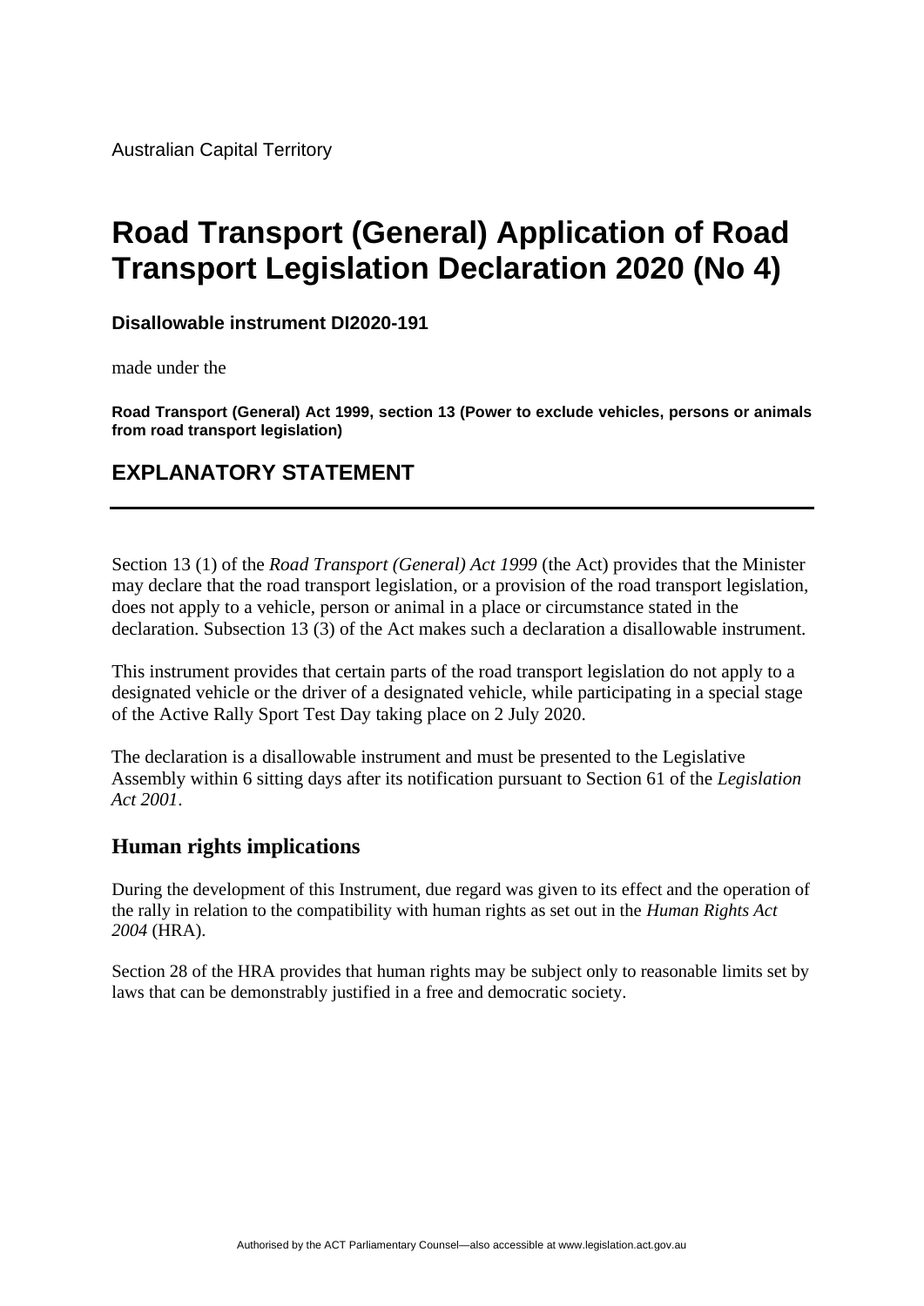Australian Capital Territory

# Road Transport (General) Application of Road Transport Legislation Declaration 2020 (No 4)

**Disallowable instrument DI2020-191**

made under the

**Road Transport (General) Act 1999, section 13 (Power to exclude vehicles, persons or animals from road transport legislation)**

## EXPLANATORY STATEMENT

Section 13 (1) of the *Road Transport (General) Act 1999* (the Act) provides that the Minister may declare that the road transport legislation, or a provision of the road transport legislation, does not apply to a vehicle, person or animal in a place or circumstance stated in the declaration. Subsection 13 (3) of the Act makes such a declaration a disallowable instrument.

This instrument provides that certain parts of the road transport legislation do not apply to a designated vehicle or the driver of a designated vehicle, while participating in a special stage of the Active Rally Sport Test Day taking place on 2 July 2020.

The declaration is a disallowable instrument and must be presented to the Legislative Assembly within 6 sitting days after its notification pursuant to Section 61 of the *Legislation Act 2001*.

### Human rights implications

During the development of this Instrument, due regard was given to its effect and the operation of the rally in relation to the compatibility with human rights as set out in the *Human Rights Act 2004* (HRA).

Section 28 of the HRA provides that human rights may be subject only to reasonable limits set by laws that can be demonstrably justified in a free and democratic society.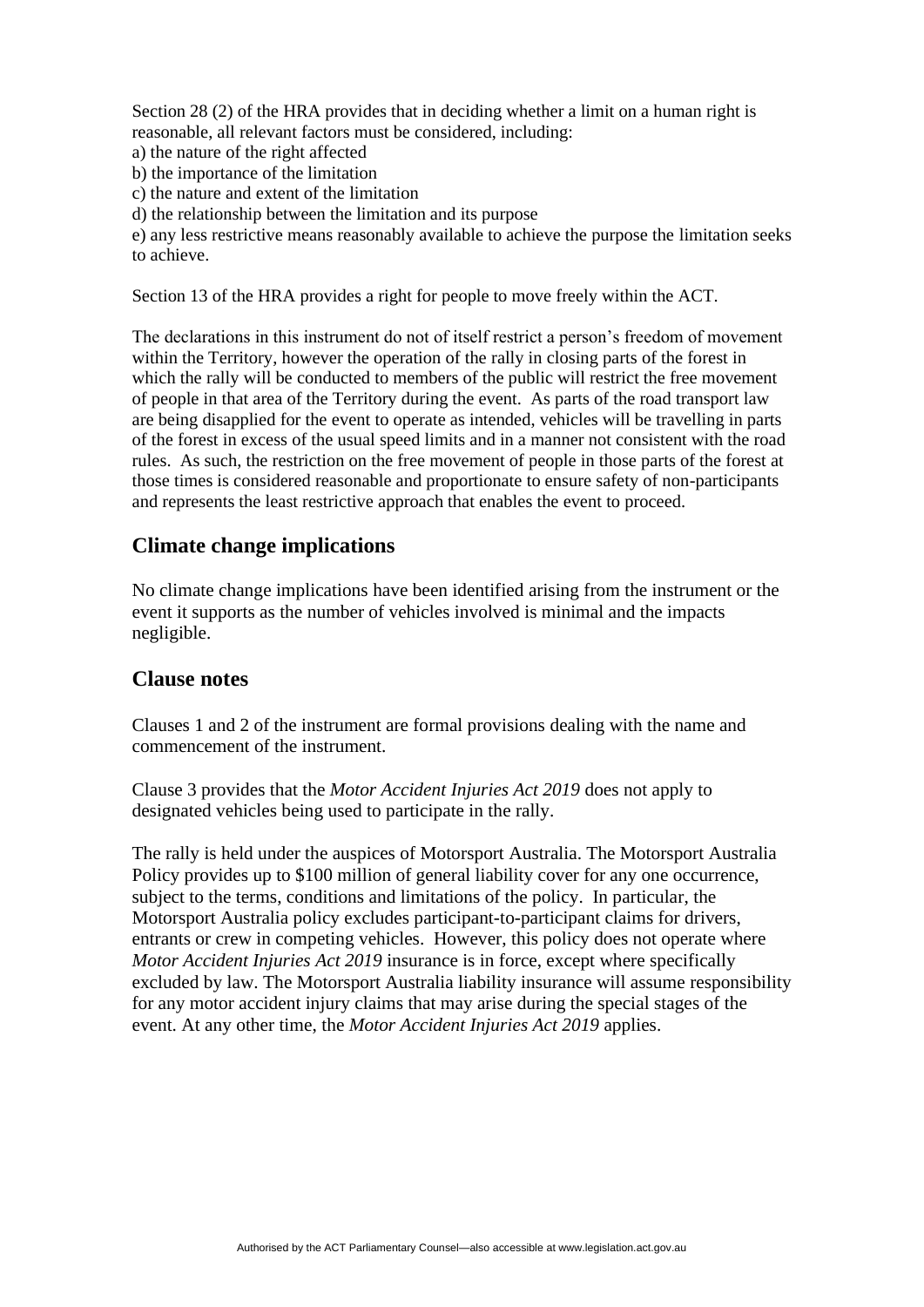Section 28 (2) of the HRA provides that in deciding whether a limit on a human right is reasonable, all relevant factors must be considered, including:
a) the nature of the right affected
b) the importance of the limitation
c) the nature and extent of the limitation
d) the relationship between the limitation and its purpose
e) any less restrictive means reasonably available to achieve the purpose the limitation seeks to achieve.

Section 13 of the HRA provides a right for people to move freely within the ACT.

The declarations in this instrument do not of itself restrict a person's freedom of movement within the Territory, however the operation of the rally in closing parts of the forest in which the rally will be conducted to members of the public will restrict the free movement of people in that area of the Territory during the event. As parts of the road transport law are being disapplied for the event to operate as intended, vehicles will be travelling in parts of the forest in excess of the usual speed limits and in a manner not consistent with the road rules. As such, the restriction on the free movement of people in those parts of the forest at those times is considered reasonable and proportionate to ensure safety of non-participants and represents the least restrictive approach that enables the event to proceed.

## Climate change implications

No climate change implications have been identified arising from the instrument or the event it supports as the number of vehicles involved is minimal and the impacts negligible.

## Clause notes

Clauses 1 and 2 of the instrument are formal provisions dealing with the name and commencement of the instrument.

Clause 3 provides that the *Motor Accident Injuries Act 2019* does not apply to designated vehicles being used to participate in the rally.

The rally is held under the auspices of Motorsport Australia. The Motorsport Australia Policy provides up to $100 million of general liability cover for any one occurrence, subject to the terms, conditions and limitations of the policy. In particular, the Motorsport Australia policy excludes participant-to-participant claims for drivers, entrants or crew in competing vehicles. However, this policy does not operate where *Motor Accident Injuries Act 2019* insurance is in force, except where specifically excluded by law. The Motorsport Australia liability insurance will assume responsibility for any motor accident injury claims that may arise during the special stages of the event. At any other time, the *Motor Accident Injuries Act 2019* applies.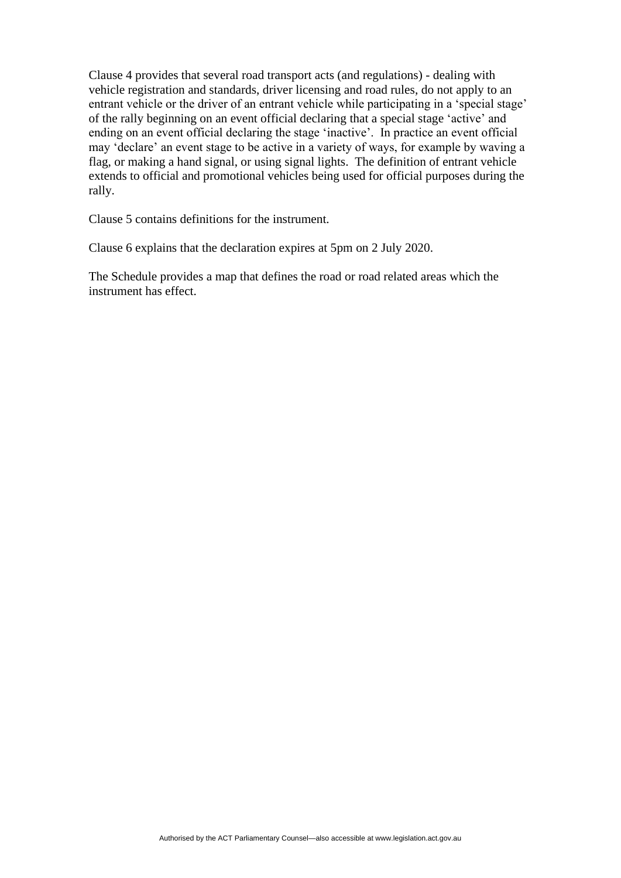Clause 4 provides that several road transport acts (and regulations) - dealing with vehicle registration and standards, driver licensing and road rules, do not apply to an entrant vehicle or the driver of an entrant vehicle while participating in a 'special stage' of the rally beginning on an event official declaring that a special stage 'active' and ending on an event official declaring the stage 'inactive'. In practice an event official may 'declare' an event stage to be active in a variety of ways, for example by waving a flag, or making a hand signal, or using signal lights. The definition of entrant vehicle extends to official and promotional vehicles being used for official purposes during the rally.

Clause 5 contains definitions for the instrument.

Clause 6 explains that the declaration expires at 5pm on 2 July 2020.

The Schedule provides a map that defines the road or road related areas which the instrument has effect.